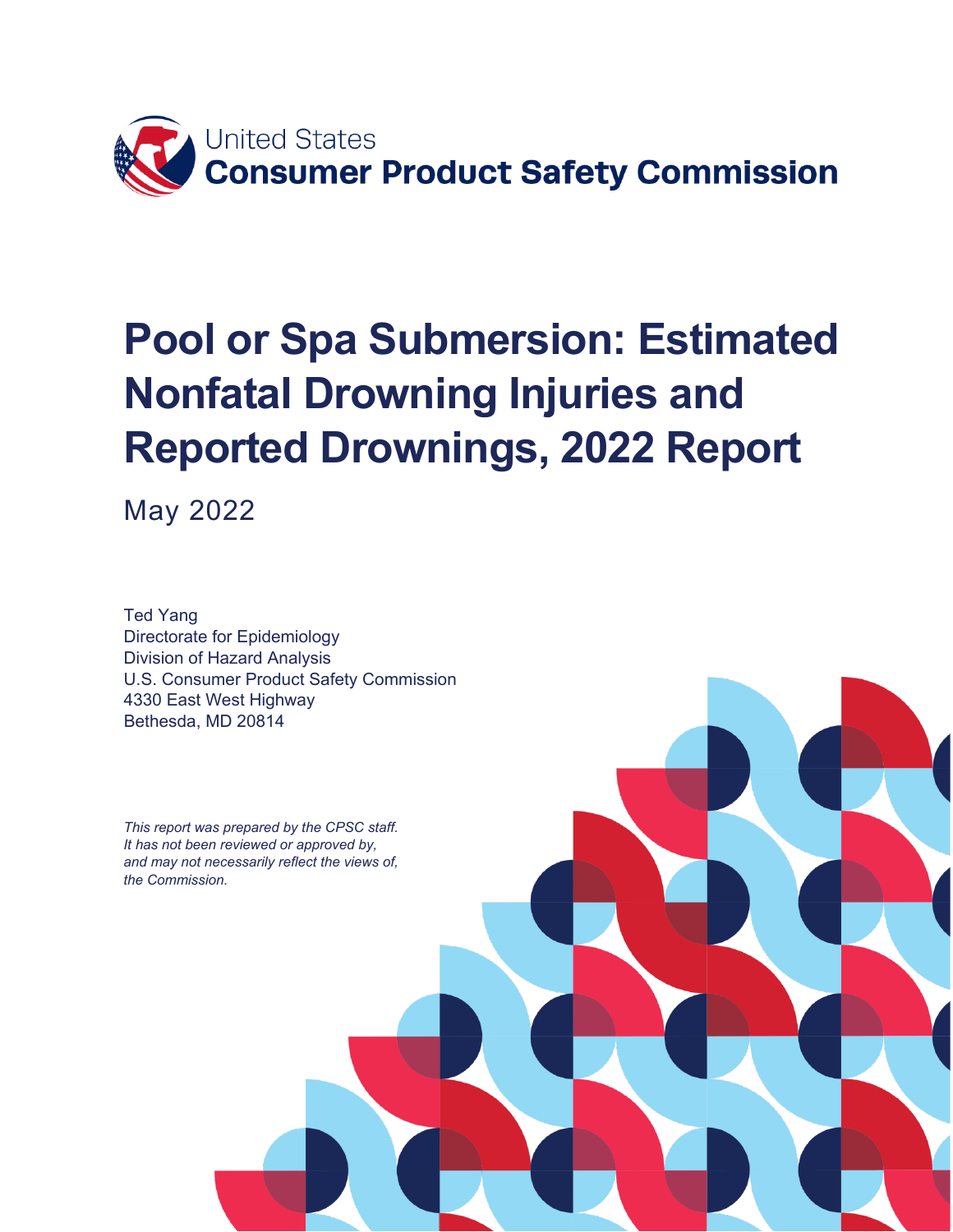United States
**Consumer Product Safety Commission**

# Pool or Spa Submersion: Estimated Nonfatal Drowning Injuries and Reported Drownings, 2022 Report

May 2022

Ted Yang
Directorate for Epidemiology
Division of Hazard Analysis
U.S. Consumer Product Safety Commission
4330 East West Highway
Bethesda, MD 20814

*This report was prepared by the CPSC staff. It has not been reviewed or approved by, and may not necessarily reflect the views of, the Commission.*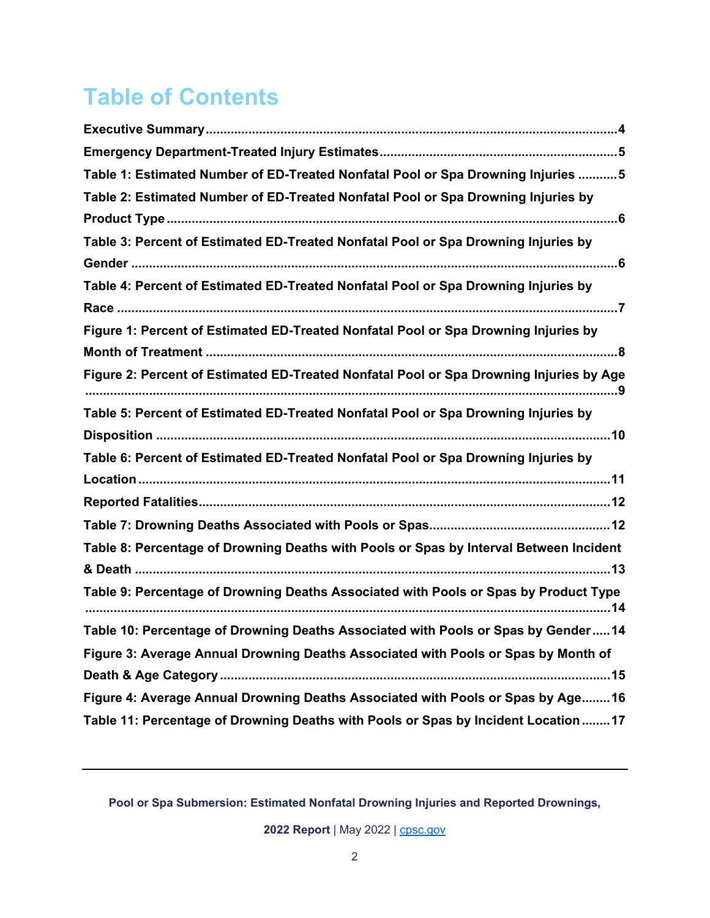# Table of Contents

**Executive Summary** ........ 4

**Emergency Department-Treated Injury Estimates** ........ 5

**Table 1: Estimated Number of ED-Treated Nonfatal Pool or Spa Drowning Injuries** ........ 5

**Table 2: Estimated Number of ED-Treated Nonfatal Pool or Spa Drowning Injuries by Product Type** ........ 6

**Table 3: Percent of Estimated ED-Treated Nonfatal Pool or Spa Drowning Injuries by Gender** ........ 6

**Table 4: Percent of Estimated ED-Treated Nonfatal Pool or Spa Drowning Injuries by Race** ........ 7

**Figure 1: Percent of Estimated ED-Treated Nonfatal Pool or Spa Drowning Injuries by Month of Treatment** ........ 8

**Figure 2: Percent of Estimated ED-Treated Nonfatal Pool or Spa Drowning Injuries by Age** ........ 9

**Table 5: Percent of Estimated ED-Treated Nonfatal Pool or Spa Drowning Injuries by Disposition** ........ 10

**Table 6: Percent of Estimated ED-Treated Nonfatal Pool or Spa Drowning Injuries by Location** ........ 11

**Reported Fatalities** ........ 12

**Table 7: Drowning Deaths Associated with Pools or Spas** ........ 12

**Table 8: Percentage of Drowning Deaths with Pools or Spas by Interval Between Incident & Death** ........ 13

**Table 9: Percentage of Drowning Deaths Associated with Pools or Spas by Product Type** ........ 14

**Table 10: Percentage of Drowning Deaths Associated with Pools or Spas by Gender** ........ 14

**Figure 3: Average Annual Drowning Deaths Associated with Pools or Spas by Month of Death & Age Category** ........ 15

**Figure 4: Average Annual Drowning Deaths Associated with Pools or Spas by Age** ........ 16

**Table 11: Percentage of Drowning Deaths with Pools or Spas by Incident Location** ........ 17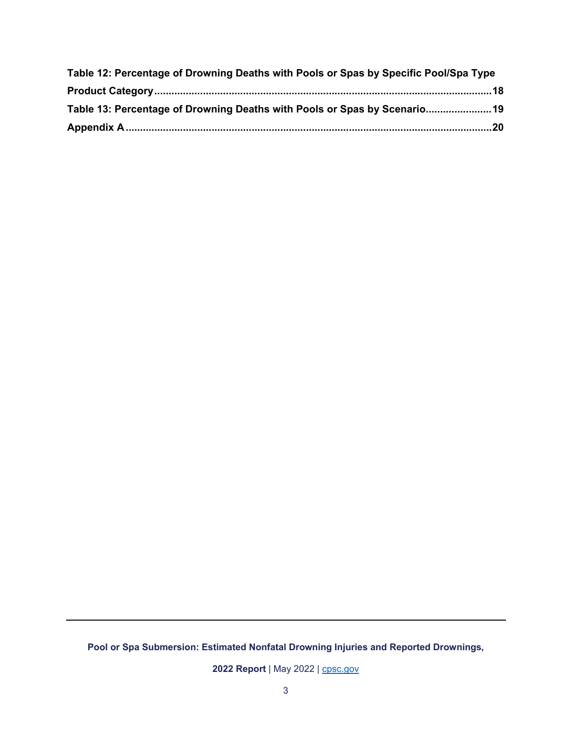**Table 12: Percentage of Drowning Deaths with Pools or Spas by Specific Pool/Spa Type Product Category.....................................................................................................................18**

**Table 13: Percentage of Drowning Deaths with Pools or Spas by Scenario......................19**

**Appendix A...............................................................................................................................20**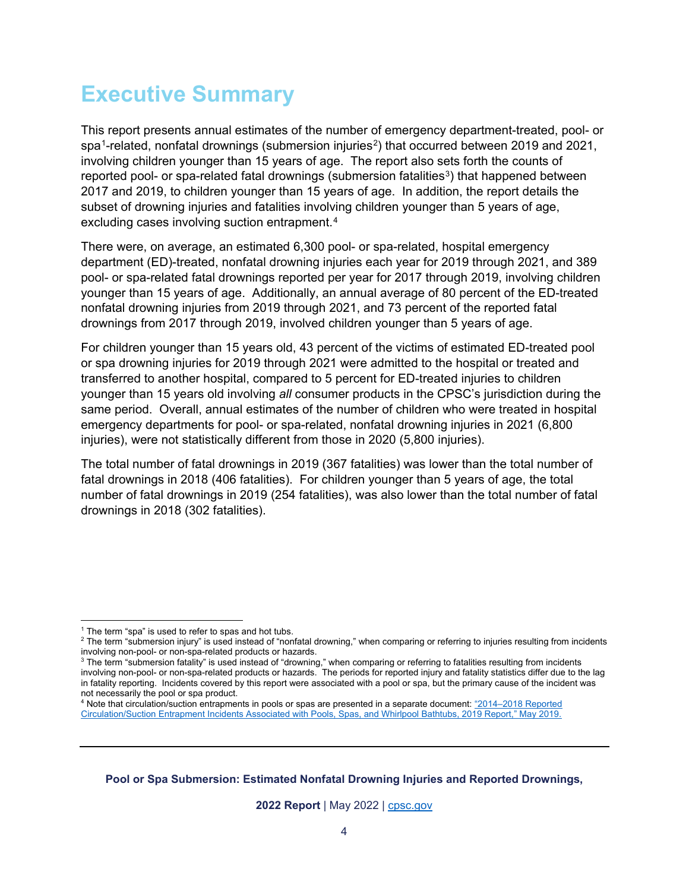# Executive Summary

This report presents annual estimates of the number of emergency department-treated, pool- or spa[1]-related, nonfatal drownings (submersion injuries[2]) that occurred between 2019 and 2021, involving children younger than 15 years of age. The report also sets forth the counts of reported pool- or spa-related fatal drownings (submersion fatalities[3]) that happened between 2017 and 2019, to children younger than 15 years of age. In addition, the report details the subset of drowning injuries and fatalities involving children younger than 5 years of age, excluding cases involving suction entrapment.[4]

There were, on average, an estimated 6,300 pool- or spa-related, hospital emergency department (ED)-treated, nonfatal drowning injuries each year for 2019 through 2021, and 389 pool- or spa-related fatal drownings reported per year for 2017 through 2019, involving children younger than 15 years of age. Additionally, an annual average of 80 percent of the ED-treated nonfatal drowning injuries from 2019 through 2021, and 73 percent of the reported fatal drownings from 2017 through 2019, involved children younger than 5 years of age.

For children younger than 15 years old, 43 percent of the victims of estimated ED-treated pool or spa drowning injuries for 2019 through 2021 were admitted to the hospital or treated and transferred to another hospital, compared to 5 percent for ED-treated injuries to children younger than 15 years old involving *all* consumer products in the CPSC's jurisdiction during the same period. Overall, annual estimates of the number of children who were treated in hospital emergency departments for pool- or spa-related, nonfatal drowning injuries in 2021 (6,800 injuries), were not statistically different from those in 2020 (5,800 injuries).

The total number of fatal drownings in 2019 (367 fatalities) was lower than the total number of fatal drownings in 2018 (406 fatalities). For children younger than 5 years of age, the total number of fatal drownings in 2019 (254 fatalities), was also lower than the total number of fatal drownings in 2018 (302 fatalities).

---

[1] The term "spa" is used to refer to spas and hot tubs.

[2] The term "submersion injury" is used instead of "nonfatal drowning," when comparing or referring to injuries resulting from incidents involving non-pool- or non-spa-related products or hazards.

[3] The term "submersion fatality" is used instead of "drowning," when comparing or referring to fatalities resulting from incidents involving non-pool- or non-spa-related products or hazards. The periods for reported injury and fatality statistics differ due to the lag in fatality reporting. Incidents covered by this report were associated with a pool or spa, but the primary cause of the incident was not necessarily the pool or spa product.

[4] Note that circulation/suction entrapments in pools or spas are presented in a separate document: "2014–2018 Reported Circulation/Suction Entrapment Incidents Associated with Pools, Spas, and Whirlpool Bathtubs, 2019 Report," May 2019.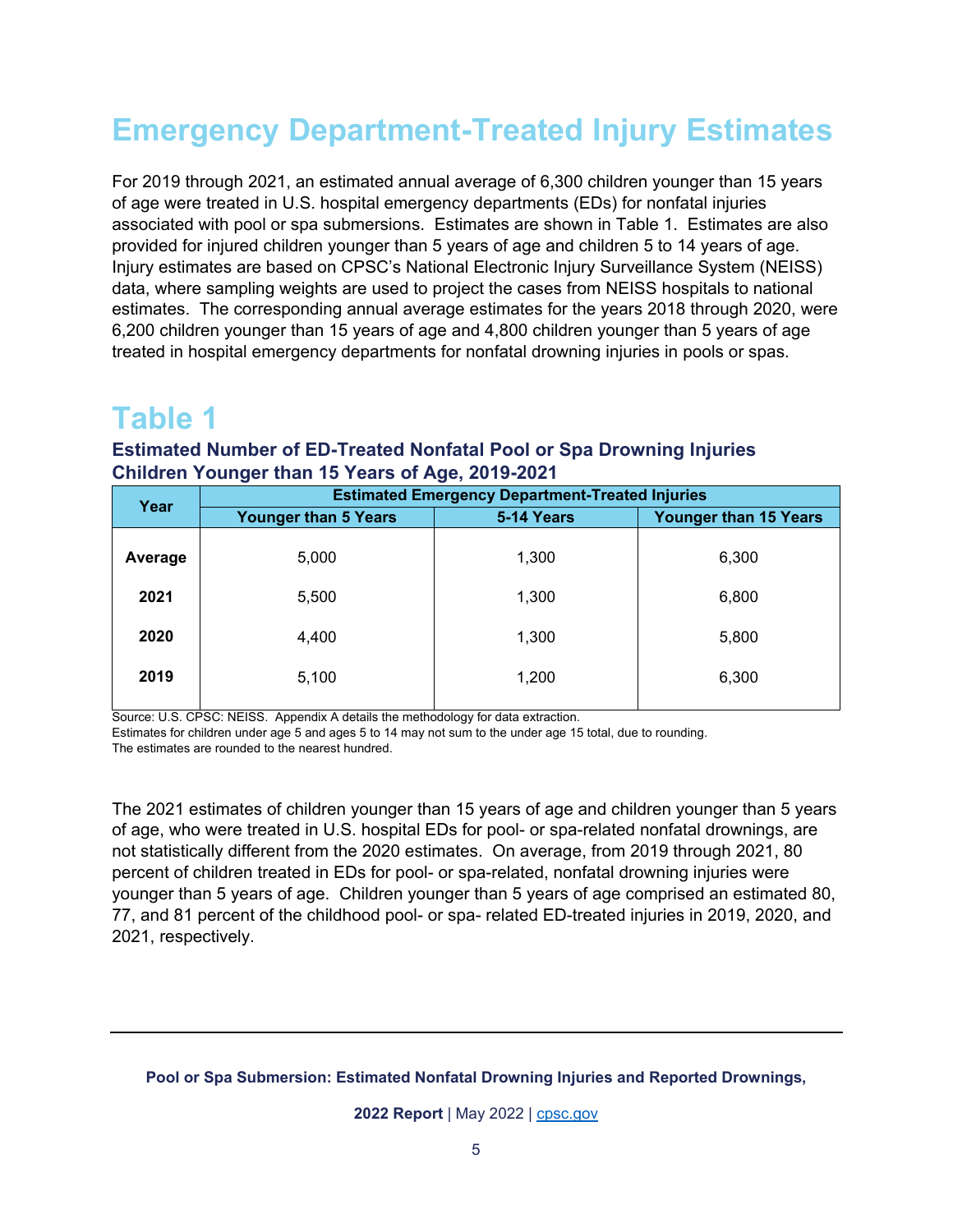# Emergency Department-Treated Injury Estimates

For 2019 through 2021, an estimated annual average of 6,300 children younger than 15 years of age were treated in U.S. hospital emergency departments (EDs) for nonfatal injuries associated with pool or spa submersions. Estimates are shown in Table 1. Estimates are also provided for injured children younger than 5 years of age and children 5 to 14 years of age. Injury estimates are based on CPSC's National Electronic Injury Surveillance System (NEISS) data, where sampling weights are used to project the cases from NEISS hospitals to national estimates. The corresponding annual average estimates for the years 2018 through 2020, were 6,200 children younger than 15 years of age and 4,800 children younger than 5 years of age treated in hospital emergency departments for nonfatal drowning injuries in pools or spas.

# Table 1

### Estimated Number of ED-Treated Nonfatal Pool or Spa Drowning Injuries Children Younger than 15 Years of Age, 2019-2021

| Year | Estimated Emergency Department-Treated Injuries | | |
|---|---|---|---|
| | Younger than 5 Years | 5-14 Years | Younger than 15 Years |
| **Average** | 5,000 | 1,300 | 6,300 |
| **2021** | 5,500 | 1,300 | 6,800 |
| **2020** | 4,400 | 1,300 | 5,800 |
| **2019** | 5,100 | 1,200 | 6,300 |

Source: U.S. CPSC: NEISS. Appendix A details the methodology for data extraction.
Estimates for children under age 5 and ages 5 to 14 may not sum to the under age 15 total, due to rounding.
The estimates are rounded to the nearest hundred.

The 2021 estimates of children younger than 15 years of age and children younger than 5 years of age, who were treated in U.S. hospital EDs for pool- or spa-related nonfatal drownings, are not statistically different from the 2020 estimates. On average, from 2019 through 2021, 80 percent of children treated in EDs for pool- or spa-related, nonfatal drowning injuries were younger than 5 years of age. Children younger than 5 years of age comprised an estimated 80, 77, and 81 percent of the childhood pool- or spa- related ED-treated injuries in 2019, 2020, and 2021, respectively.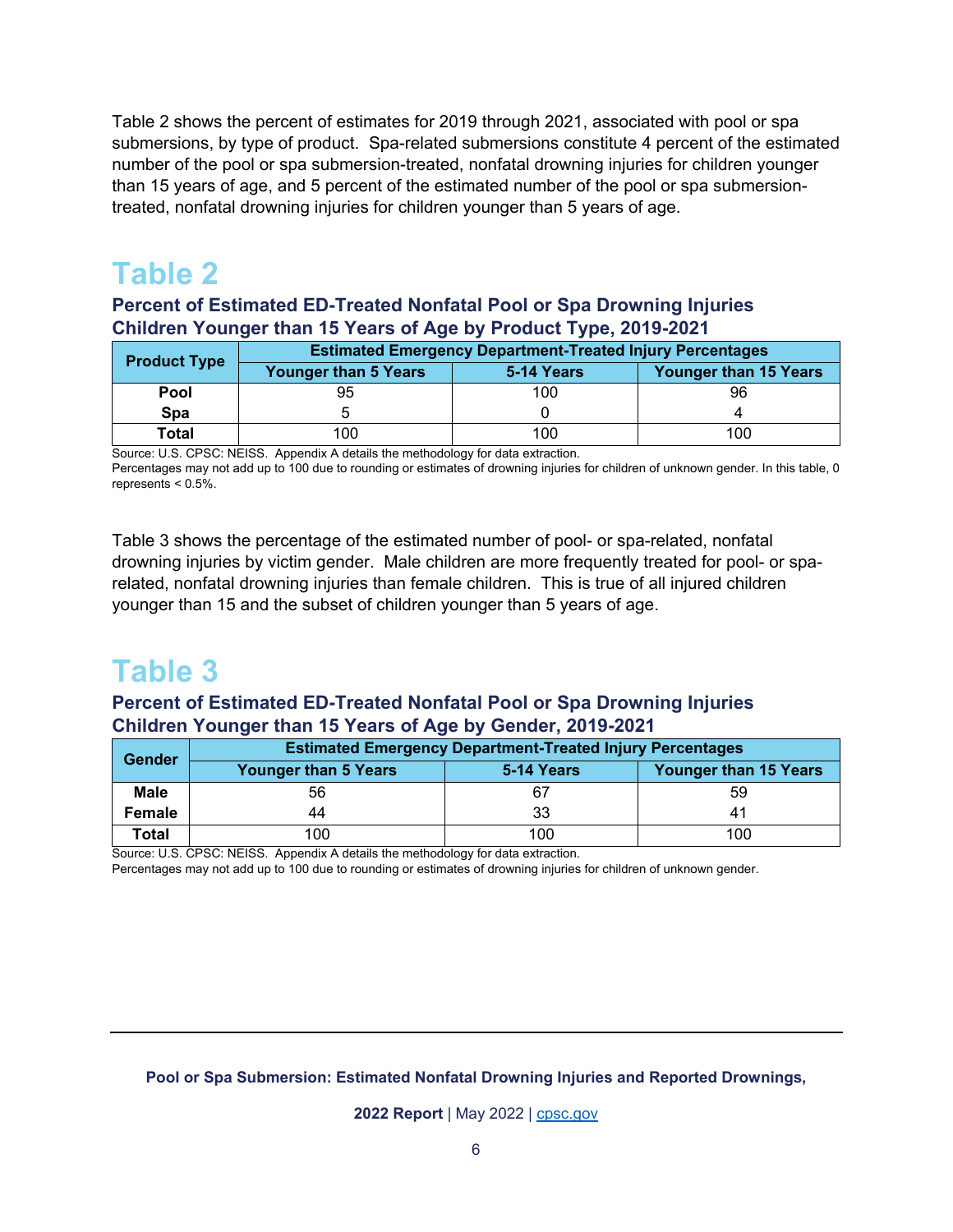Table 2 shows the percent of estimates for 2019 through 2021, associated with pool or spa submersions, by type of product. Spa-related submersions constitute 4 percent of the estimated number of the pool or spa submersion-treated, nonfatal drowning injuries for children younger than 15 years of age, and 5 percent of the estimated number of the pool or spa submersion-treated, nonfatal drowning injuries for children younger than 5 years of age.

# Table 2

### Percent of Estimated ED-Treated Nonfatal Pool or Spa Drowning Injuries Children Younger than 15 Years of Age by Product Type, 2019-2021

| Product Type | Estimated Emergency Department-Treated Injury Percentages | | |
|---|---|---|---|
| | Younger than 5 Years | 5-14 Years | Younger than 15 Years |
| **Pool** | 95 | 100 | 96 |
| **Spa** | 5 | 0 | 4 |
| **Total** | 100 | 100 | 100 |

Source: U.S. CPSC: NEISS. Appendix A details the methodology for data extraction.
Percentages may not add up to 100 due to rounding or estimates of drowning injuries for children of unknown gender. In this table, 0 represents < 0.5%.

Table 3 shows the percentage of the estimated number of pool- or spa-related, nonfatal drowning injuries by victim gender. Male children are more frequently treated for pool- or spa-related, nonfatal drowning injuries than female children. This is true of all injured children younger than 15 and the subset of children younger than 5 years of age.

# Table 3

### Percent of Estimated ED-Treated Nonfatal Pool or Spa Drowning Injuries Children Younger than 15 Years of Age by Gender, 2019-2021

| Gender | Estimated Emergency Department-Treated Injury Percentages | | |
|---|---|---|---|
| | Younger than 5 Years | 5-14 Years | Younger than 15 Years |
| **Male** | 56 | 67 | 59 |
| **Female** | 44 | 33 | 41 |
| **Total** | 100 | 100 | 100 |

Source: U.S. CPSC: NEISS. Appendix A details the methodology for data extraction.
Percentages may not add up to 100 due to rounding or estimates of drowning injuries for children of unknown gender.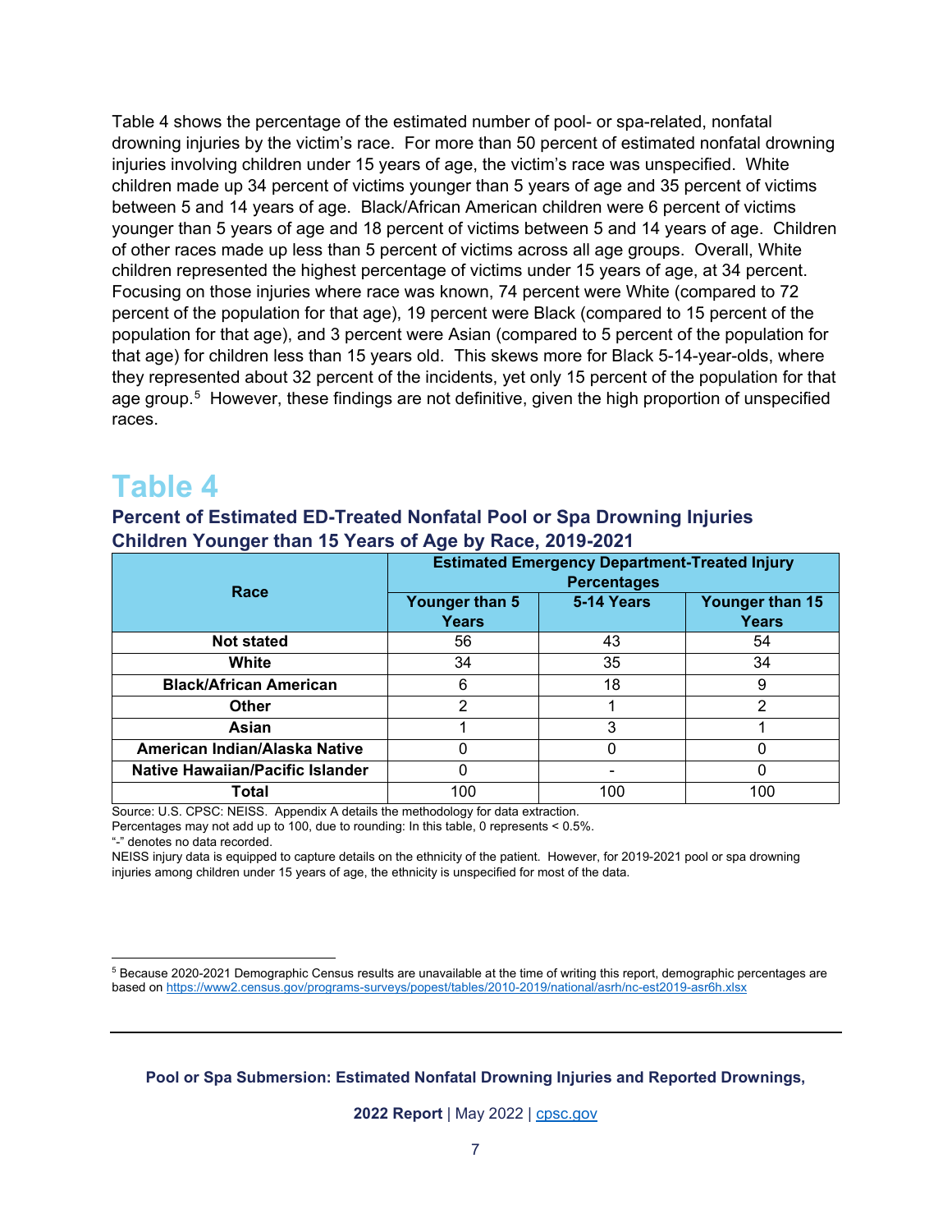Table 4 shows the percentage of the estimated number of pool- or spa-related, nonfatal drowning injuries by the victim's race. For more than 50 percent of estimated nonfatal drowning injuries involving children under 15 years of age, the victim's race was unspecified. White children made up 34 percent of victims younger than 5 years of age and 35 percent of victims between 5 and 14 years of age. Black/African American children were 6 percent of victims younger than 5 years of age and 18 percent of victims between 5 and 14 years of age. Children of other races made up less than 5 percent of victims across all age groups. Overall, White children represented the highest percentage of victims under 15 years of age, at 34 percent. Focusing on those injuries where race was known, 74 percent were White (compared to 72 percent of the population for that age), 19 percent were Black (compared to 15 percent of the population for that age), and 3 percent were Asian (compared to 5 percent of the population for that age) for children less than 15 years old. This skews more for Black 5-14-year-olds, where they represented about 32 percent of the incidents, yet only 15 percent of the population for that age group.[5] However, these findings are not definitive, given the high proportion of unspecified races.

# Table 4

### Percent of Estimated ED-Treated Nonfatal Pool or Spa Drowning Injuries Children Younger than 15 Years of Age by Race, 2019-2021

| Race | Estimated Emergency Department-Treated Injury Percentages | | |
|---|---|---|---|
| | Younger than 5 Years | 5-14 Years | Younger than 15 Years |
| **Not stated** | 56 | 43 | 54 |
| **White** | 34 | 35 | 34 |
| **Black/African American** | 6 | 18 | 9 |
| **Other** | 2 | 1 | 2 |
| **Asian** | 1 | 3 | 1 |
| **American Indian/Alaska Native** | 0 | 0 | 0 |
| **Native Hawaiian/Pacific Islander** | 0 | - | 0 |
| **Total** | 100 | 100 | 100 |

Source: U.S. CPSC: NEISS. Appendix A details the methodology for data extraction.
Percentages may not add up to 100, due to rounding: In this table, 0 represents < 0.5%.
"-" denotes no data recorded.
NEISS injury data is equipped to capture details on the ethnicity of the patient. However, for 2019-2021 pool or spa drowning injuries among children under 15 years of age, the ethnicity is unspecified for most of the data.

[5] Because 2020-2021 Demographic Census results are unavailable at the time of writing this report, demographic percentages are based on https://www2.census.gov/programs-surveys/popest/tables/2010-2019/national/asrh/nc-est2019-asr6h.xlsx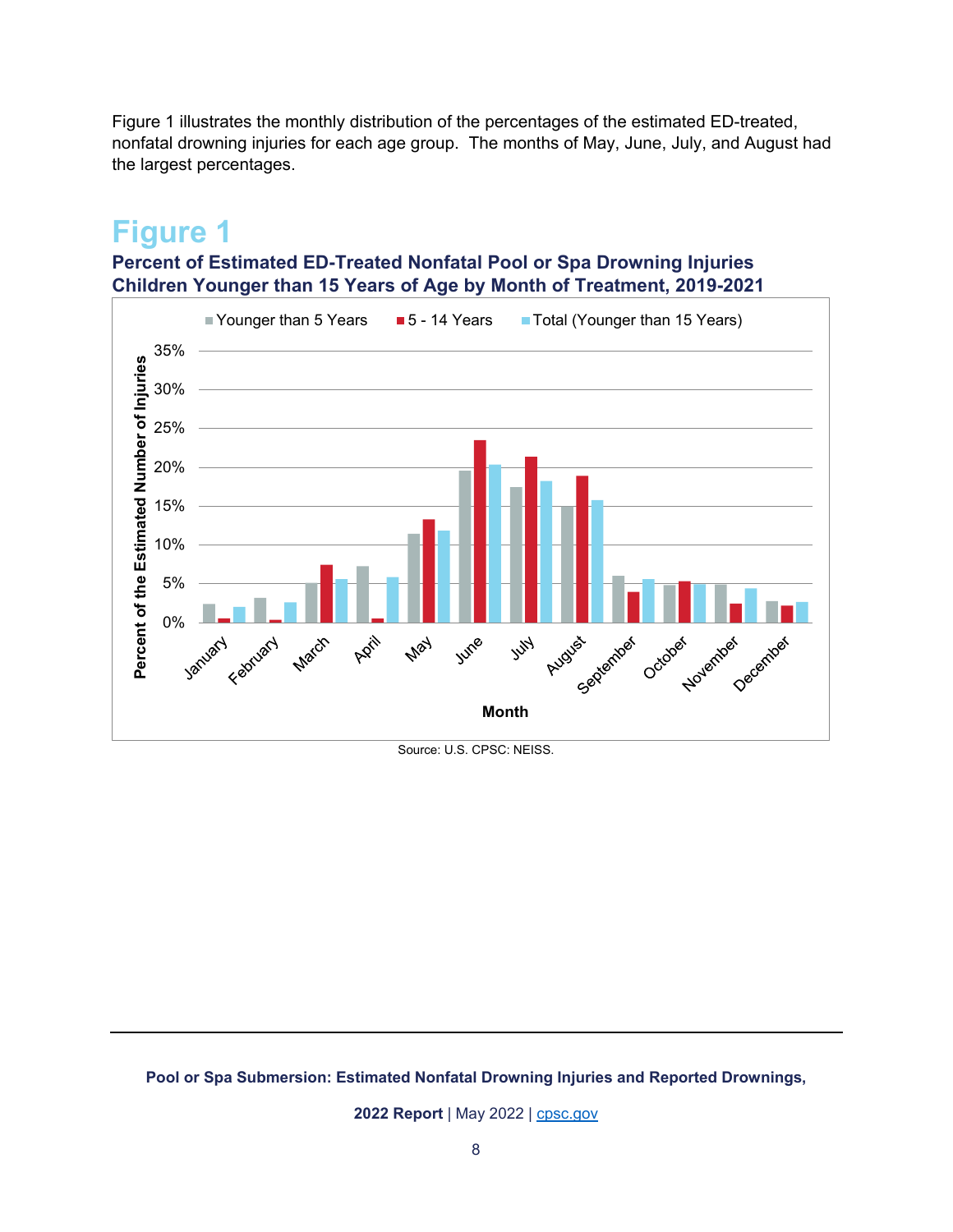Figure 1 illustrates the monthly distribution of the percentages of the estimated ED-treated, nonfatal drowning injuries for each age group. The months of May, June, July, and August had the largest percentages.

# Figure 1

### Percent of Estimated ED-Treated Nonfatal Pool or Spa Drowning Injuries Children Younger than 15 Years of Age by Month of Treatment, 2019-2021

Source: U.S. CPSC: NEISS.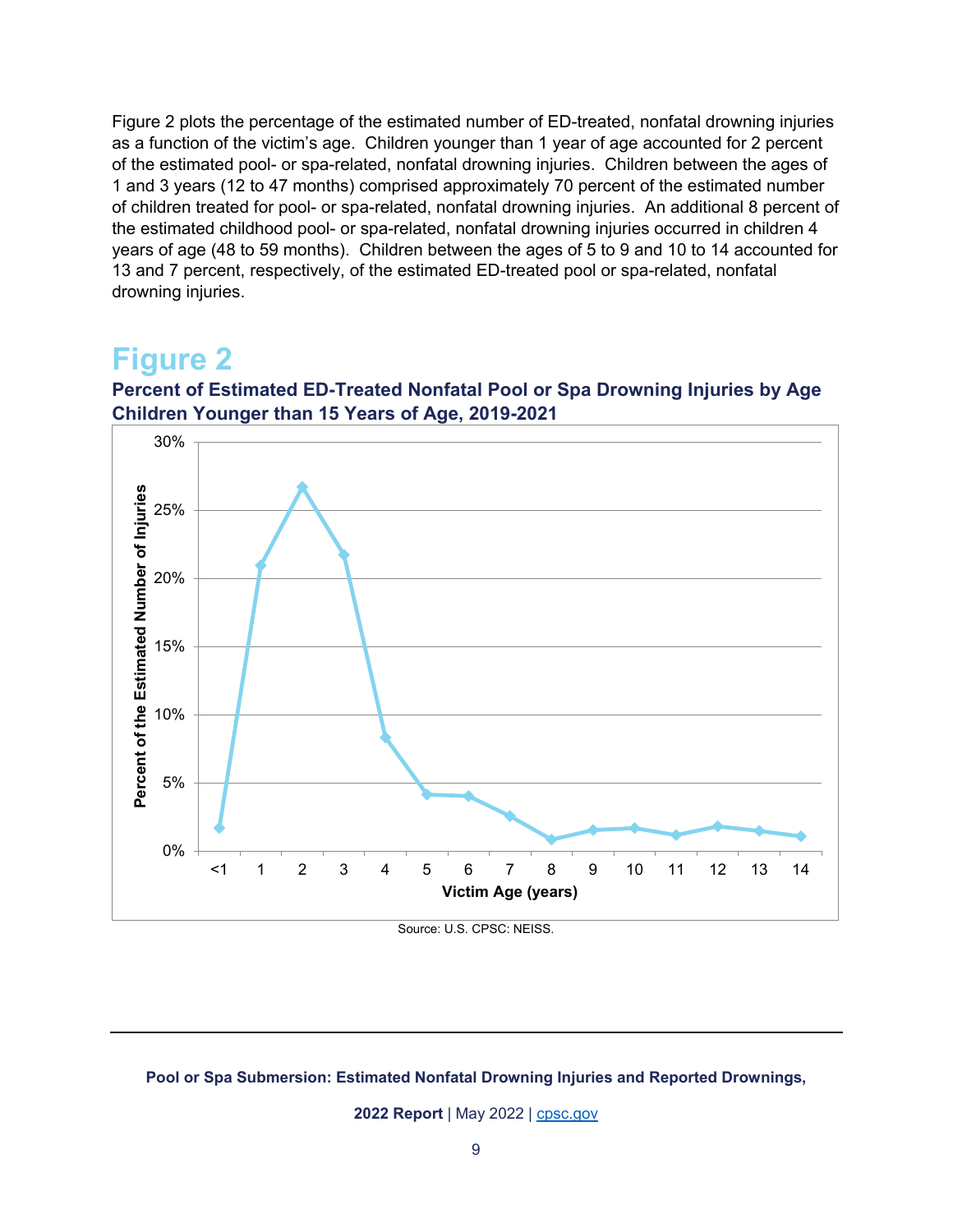Figure 2 plots the percentage of the estimated number of ED-treated, nonfatal drowning injuries as a function of the victim's age. Children younger than 1 year of age accounted for 2 percent of the estimated pool- or spa-related, nonfatal drowning injuries. Children between the ages of 1 and 3 years (12 to 47 months) comprised approximately 70 percent of the estimated number of children treated for pool- or spa-related, nonfatal drowning injuries. An additional 8 percent of the estimated childhood pool- or spa-related, nonfatal drowning injuries occurred in children 4 years of age (48 to 59 months). Children between the ages of 5 to 9 and 10 to 14 accounted for 13 and 7 percent, respectively, of the estimated ED-treated pool or spa-related, nonfatal drowning injuries.

# Figure 2

### Percent of Estimated ED-Treated Nonfatal Pool or Spa Drowning Injuries by Age Children Younger than 15 Years of Age, 2019-2021

Source: U.S. CPSC: NEISS.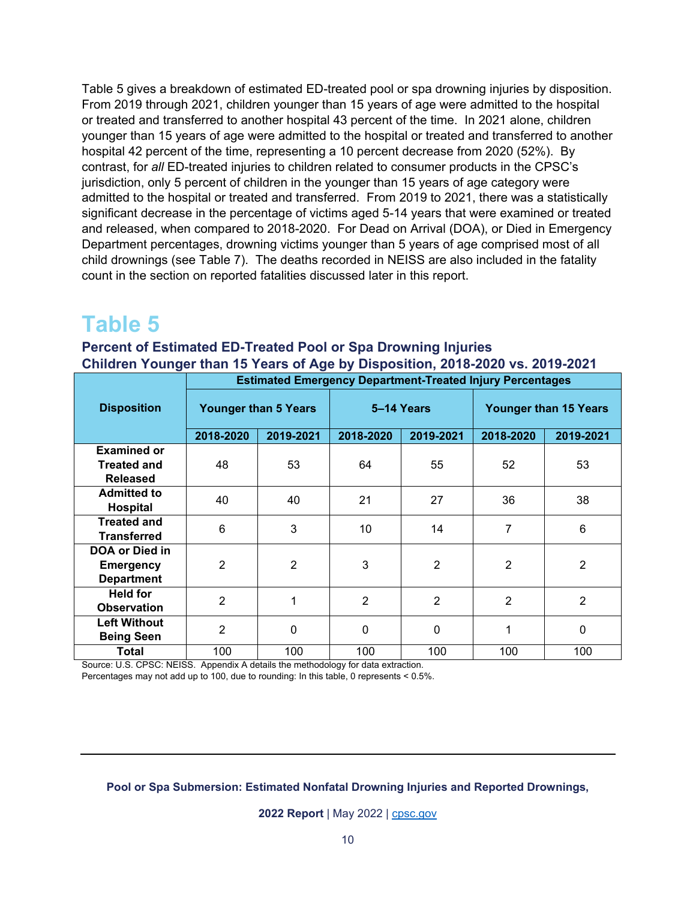Table 5 gives a breakdown of estimated ED-treated pool or spa drowning injuries by disposition. From 2019 through 2021, children younger than 15 years of age were admitted to the hospital or treated and transferred to another hospital 43 percent of the time. In 2021 alone, children younger than 15 years of age were admitted to the hospital or treated and transferred to another hospital 42 percent of the time, representing a 10 percent decrease from 2020 (52%). By contrast, for *all* ED-treated injuries to children related to consumer products in the CPSC's jurisdiction, only 5 percent of children in the younger than 15 years of age category were admitted to the hospital or treated and transferred. From 2019 to 2021, there was a statistically significant decrease in the percentage of victims aged 5-14 years that were examined or treated and released, when compared to 2018-2020. For Dead on Arrival (DOA), or Died in Emergency Department percentages, drowning victims younger than 5 years of age comprised most of all child drownings (see Table 7). The deaths recorded in NEISS are also included in the fatality count in the section on reported fatalities discussed later in this report.

# Table 5

### Percent of Estimated ED-Treated Pool or Spa Drowning Injuries Children Younger than 15 Years of Age by Disposition, 2018-2020 vs. 2019-2021

| Disposition | Estimated Emergency Department-Treated Injury Percentages | | | | | |
|---|---|---|---|---|---|---|
| | Younger than 5 Years | | 5–14 Years | | Younger than 15 Years | |
| | 2018-2020 | 2019-2021 | 2018-2020 | 2019-2021 | 2018-2020 | 2019-2021 |
| **Examined or Treated and Released** | 48 | 53 | 64 | 55 | 52 | 53 |
| **Admitted to Hospital** | 40 | 40 | 21 | 27 | 36 | 38 |
| **Treated and Transferred** | 6 | 3 | 10 | 14 | 7 | 6 |
| **DOA or Died in Emergency Department** | 2 | 2 | 3 | 2 | 2 | 2 |
| **Held for Observation** | 2 | 1 | 2 | 2 | 2 | 2 |
| **Left Without Being Seen** | 2 | 0 | 0 | 0 | 1 | 0 |
| **Total** | 100 | 100 | 100 | 100 | 100 | 100 |

Source: U.S. CPSC: NEISS. Appendix A details the methodology for data extraction.
Percentages may not add up to 100, due to rounding: In this table, 0 represents < 0.5%.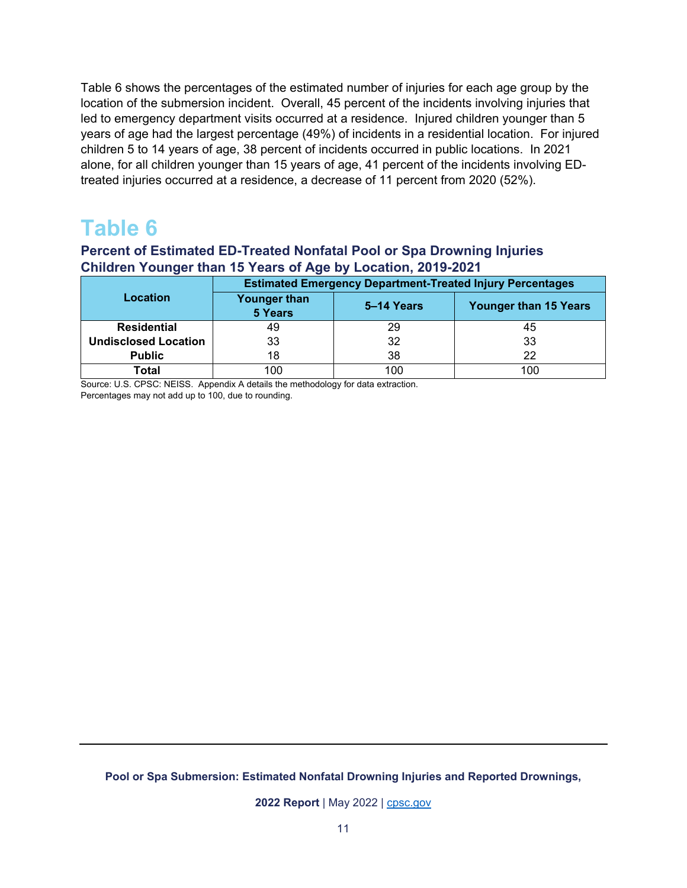Table 6 shows the percentages of the estimated number of injuries for each age group by the location of the submersion incident. Overall, 45 percent of the incidents involving injuries that led to emergency department visits occurred at a residence. Injured children younger than 5 years of age had the largest percentage (49%) of incidents in a residential location. For injured children 5 to 14 years of age, 38 percent of incidents occurred in public locations. In 2021 alone, for all children younger than 15 years of age, 41 percent of the incidents involving ED-treated injuries occurred at a residence, a decrease of 11 percent from 2020 (52%).

# Table 6

### Percent of Estimated ED-Treated Nonfatal Pool or Spa Drowning Injuries Children Younger than 15 Years of Age by Location, 2019-2021

| Location | Estimated Emergency Department-Treated Injury Percentages | | |
|---|---|---|---|
| | Younger than 5 Years | 5–14 Years | Younger than 15 Years |
| **Residential** | 49 | 29 | 45 |
| **Undisclosed Location** | 33 | 32 | 33 |
| **Public** | 18 | 38 | 22 |
| **Total** | 100 | 100 | 100 |

Source: U.S. CPSC: NEISS. Appendix A details the methodology for data extraction.
Percentages may not add up to 100, due to rounding.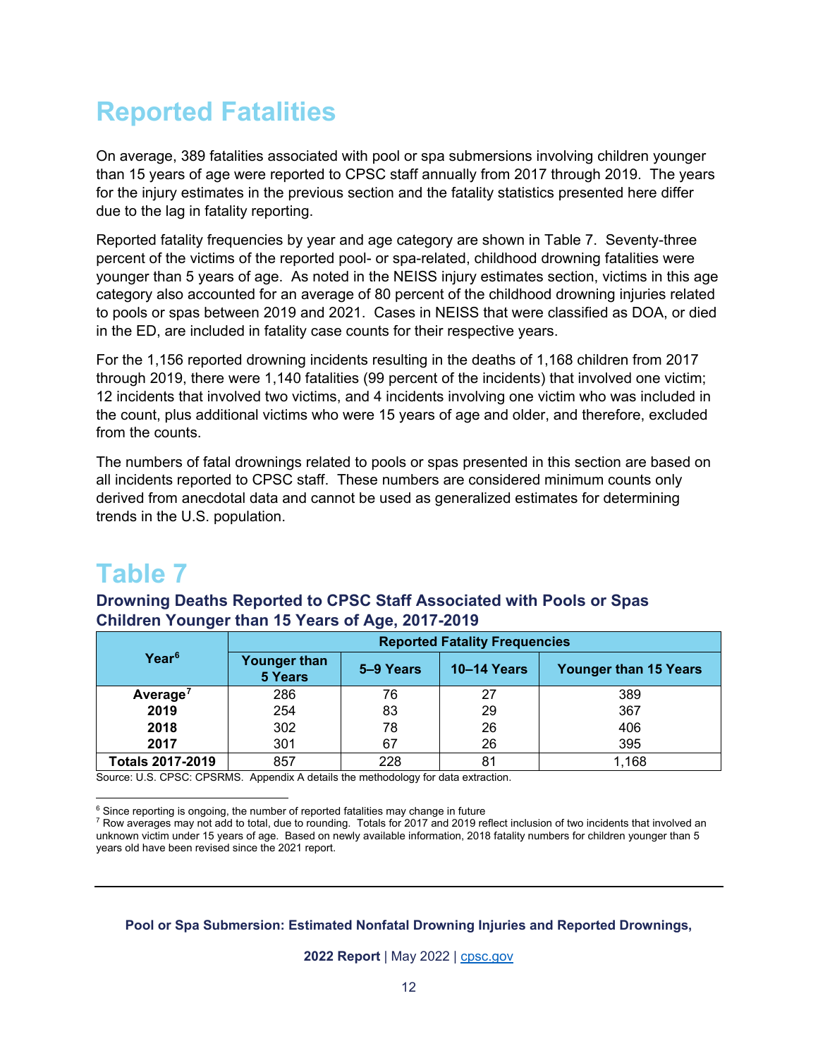# Reported Fatalities

On average, 389 fatalities associated with pool or spa submersions involving children younger than 15 years of age were reported to CPSC staff annually from 2017 through 2019. The years for the injury estimates in the previous section and the fatality statistics presented here differ due to the lag in fatality reporting.

Reported fatality frequencies by year and age category are shown in Table 7. Seventy-three percent of the victims of the reported pool- or spa-related, childhood drowning fatalities were younger than 5 years of age. As noted in the NEISS injury estimates section, victims in this age category also accounted for an average of 80 percent of the childhood drowning injuries related to pools or spas between 2019 and 2021. Cases in NEISS that were classified as DOA, or died in the ED, are included in fatality case counts for their respective years.

For the 1,156 reported drowning incidents resulting in the deaths of 1,168 children from 2017 through 2019, there were 1,140 fatalities (99 percent of the incidents) that involved one victim; 12 incidents that involved two victims, and 4 incidents involving one victim who was included in the count, plus additional victims who were 15 years of age and older, and therefore, excluded from the counts.

The numbers of fatal drownings related to pools or spas presented in this section are based on all incidents reported to CPSC staff. These numbers are considered minimum counts only derived from anecdotal data and cannot be used as generalized estimates for determining trends in the U.S. population.

# Table 7

### Drowning Deaths Reported to CPSC Staff Associated with Pools or Spas Children Younger than 15 Years of Age, 2017-2019

| Year[6] | Reported Fatality Frequencies | | | |
|---|---|---|---|---|
| | Younger than 5 Years | 5–9 Years | 10–14 Years | Younger than 15 Years |
| **Average[7]** | 286 | 76 | 27 | 389 |
| **2019** | 254 | 83 | 29 | 367 |
| **2018** | 302 | 78 | 26 | 406 |
| **2017** | 301 | 67 | 26 | 395 |
| **Totals 2017-2019** | 857 | 228 | 81 | 1,168 |

Source: U.S. CPSC: CPSRMS. Appendix A details the methodology for data extraction.

[6] Since reporting is ongoing, the number of reported fatalities may change in future

[7] Row averages may not add to total, due to rounding. Totals for 2017 and 2019 reflect inclusion of two incidents that involved an unknown victim under 15 years of age. Based on newly available information, 2018 fatality numbers for children younger than 5 years old have been revised since the 2021 report.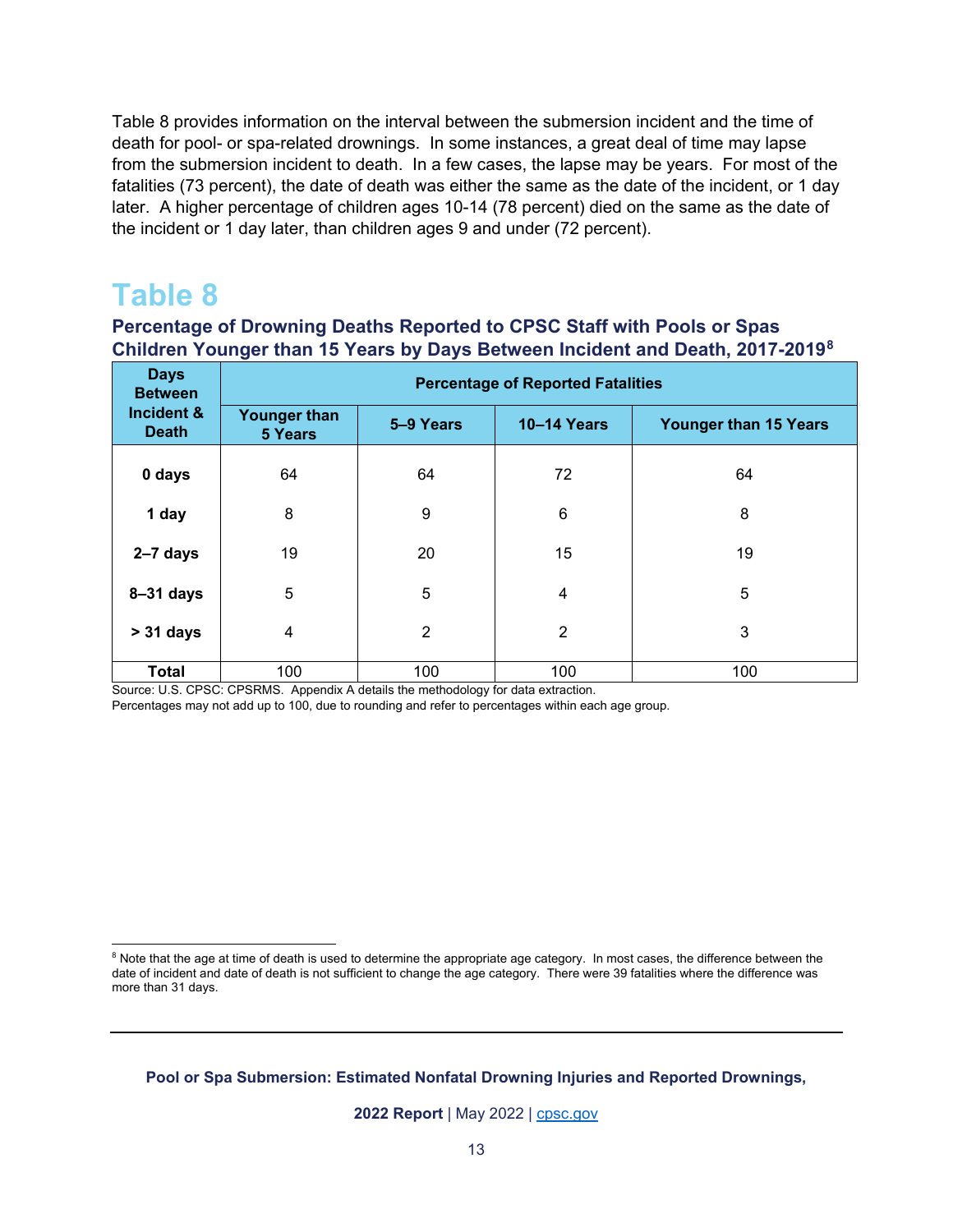Table 8 provides information on the interval between the submersion incident and the time of death for pool- or spa-related drownings. In some instances, a great deal of time may lapse from the submersion incident to death. In a few cases, the lapse may be years. For most of the fatalities (73 percent), the date of death was either the same as the date of the incident, or 1 day later. A higher percentage of children ages 10-14 (78 percent) died on the same as the date of the incident or 1 day later, than children ages 9 and under (72 percent).

# Table 8

### Percentage of Drowning Deaths Reported to CPSC Staff with Pools or Spas Children Younger than 15 Years by Days Between Incident and Death, 2017-2019[8]

| Days Between Incident & Death | Percentage of Reported Fatalities | | | |
|---|---|---|---|---|
| | Younger than 5 Years | 5–9 Years | 10–14 Years | Younger than 15 Years |
| **0 days** | 64 | 64 | 72 | 64 |
| **1 day** | 8 | 9 | 6 | 8 |
| **2–7 days** | 19 | 20 | 15 | 19 |
| **8–31 days** | 5 | 5 | 4 | 5 |
| **> 31 days** | 4 | 2 | 2 | 3 |
| **Total** | 100 | 100 | 100 | 100 |

Source: U.S. CPSC: CPSRMS. Appendix A details the methodology for data extraction.
Percentages may not add up to 100, due to rounding and refer to percentages within each age group.

[8] Note that the age at time of death is used to determine the appropriate age category. In most cases, the difference between the date of incident and date of death is not sufficient to change the age category. There were 39 fatalities where the difference was more than 31 days.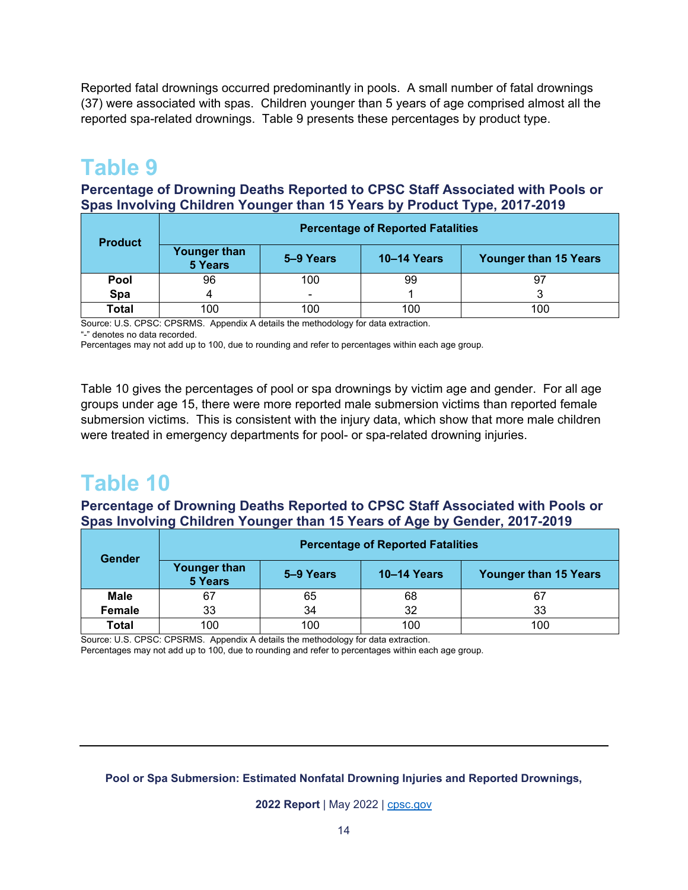Reported fatal drownings occurred predominantly in pools. A small number of fatal drownings (37) were associated with spas. Children younger than 5 years of age comprised almost all the reported spa-related drownings. Table 9 presents these percentages by product type.

## Table 9

### Percentage of Drowning Deaths Reported to CPSC Staff Associated with Pools or Spas Involving Children Younger than 15 Years by Product Type, 2017-2019

| Product | Percentage of Reported Fatalities | | | |
|---|---|---|---|---|
| | Younger than 5 Years | 5–9 Years | 10–14 Years | Younger than 15 Years |
| **Pool** | 96 | 100 | 99 | 97 |
| **Spa** | 4 | - | 1 | 3 |
| **Total** | 100 | 100 | 100 | 100 |

Source: U.S. CPSC: CPSRMS. Appendix A details the methodology for data extraction.
"-" denotes no data recorded.
Percentages may not add up to 100, due to rounding and refer to percentages within each age group.

Table 10 gives the percentages of pool or spa drownings by victim age and gender. For all age groups under age 15, there were more reported male submersion victims than reported female submersion victims. This is consistent with the injury data, which show that more male children were treated in emergency departments for pool- or spa-related drowning injuries.

## Table 10

### Percentage of Drowning Deaths Reported to CPSC Staff Associated with Pools or Spas Involving Children Younger than 15 Years of Age by Gender, 2017-2019

| Gender | Percentage of Reported Fatalities | | | |
|---|---|---|---|---|
| | Younger than 5 Years | 5–9 Years | 10–14 Years | Younger than 15 Years |
| **Male** | 67 | 65 | 68 | 67 |
| **Female** | 33 | 34 | 32 | 33 |
| **Total** | 100 | 100 | 100 | 100 |

Source: U.S. CPSC: CPSRMS. Appendix A details the methodology for data extraction.
Percentages may not add up to 100, due to rounding and refer to percentages within each age group.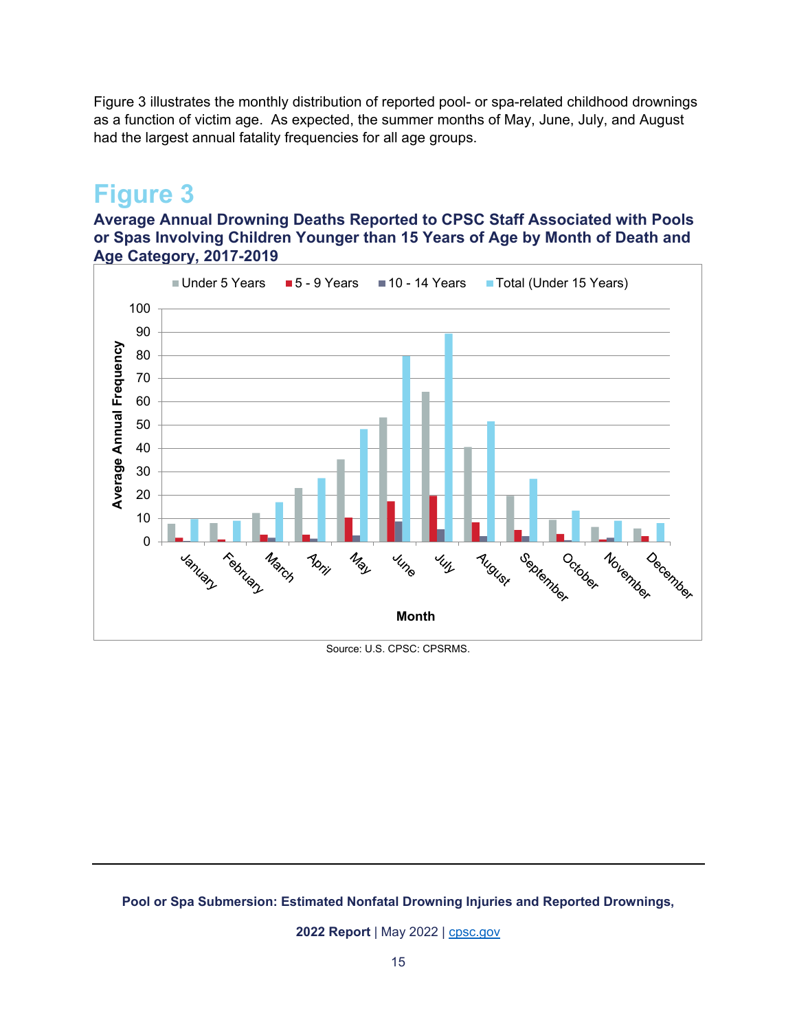Figure 3 illustrates the monthly distribution of reported pool- or spa-related childhood drownings as a function of victim age. As expected, the summer months of May, June, July, and August had the largest annual fatality frequencies for all age groups.

# Figure 3

### Average Annual Drowning Deaths Reported to CPSC Staff Associated with Pools or Spas Involving Children Younger than 15 Years of Age by Month of Death and Age Category, 2017-2019

Source: U.S. CPSC: CPSRMS.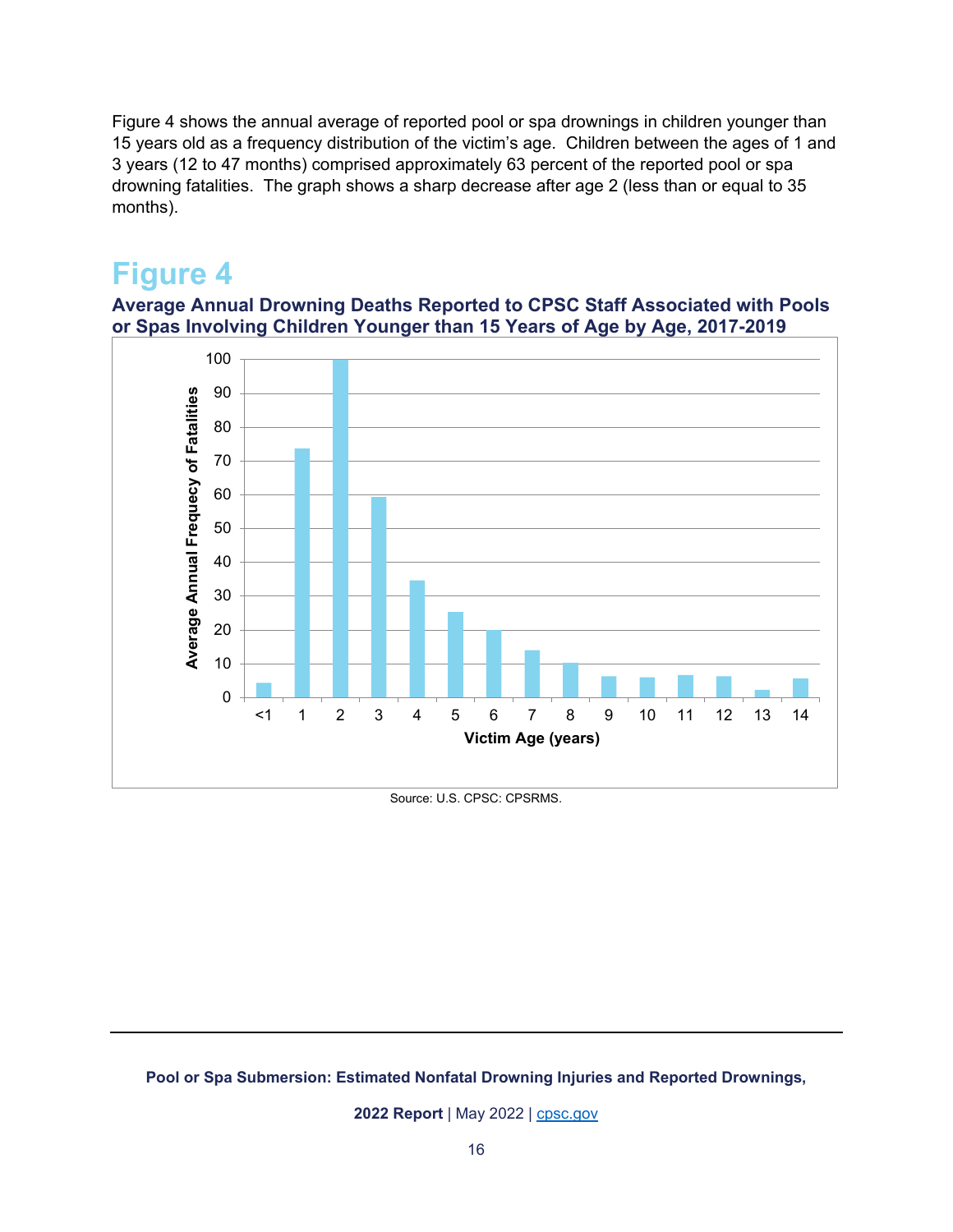Figure 4 shows the annual average of reported pool or spa drownings in children younger than 15 years old as a frequency distribution of the victim's age. Children between the ages of 1 and 3 years (12 to 47 months) comprised approximately 63 percent of the reported pool or spa drowning fatalities. The graph shows a sharp decrease after age 2 (less than or equal to 35 months).

# Figure 4

**Average Annual Drowning Deaths Reported to CPSC Staff Associated with Pools or Spas Involving Children Younger than 15 Years of Age by Age, 2017-2019**

Source: U.S. CPSC: CPSRMS.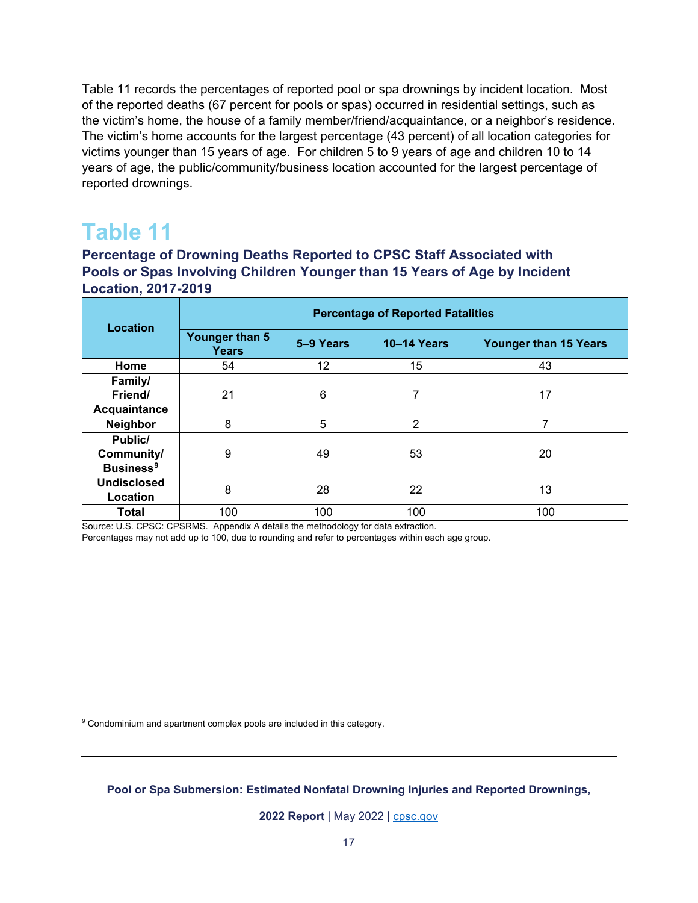Table 11 records the percentages of reported pool or spa drownings by incident location. Most of the reported deaths (67 percent for pools or spas) occurred in residential settings, such as the victim's home, the house of a family member/friend/acquaintance, or a neighbor's residence. The victim's home accounts for the largest percentage (43 percent) of all location categories for victims younger than 15 years of age. For children 5 to 9 years of age and children 10 to 14 years of age, the public/community/business location accounted for the largest percentage of reported drownings.

# Table 11

### Percentage of Drowning Deaths Reported to CPSC Staff Associated with Pools or Spas Involving Children Younger than 15 Years of Age by Incident Location, 2017-2019

| Location | Percentage of Reported Fatalities | | | |
|---|---|---|---|---|
| | Younger than 5 Years | 5–9 Years | 10–14 Years | Younger than 15 Years |
| **Home** | 54 | 12 | 15 | 43 |
| **Family/ Friend/ Acquaintance** | 21 | 6 | 7 | 17 |
| **Neighbor** | 8 | 5 | 2 | 7 |
| **Public/ Community/ Business[9]** | 9 | 49 | 53 | 20 |
| **Undisclosed Location** | 8 | 28 | 22 | 13 |
| **Total** | 100 | 100 | 100 | 100 |

Source: U.S. CPSC: CPSRMS. Appendix A details the methodology for data extraction.
Percentages may not add up to 100, due to rounding and refer to percentages within each age group.

[9] Condominium and apartment complex pools are included in this category.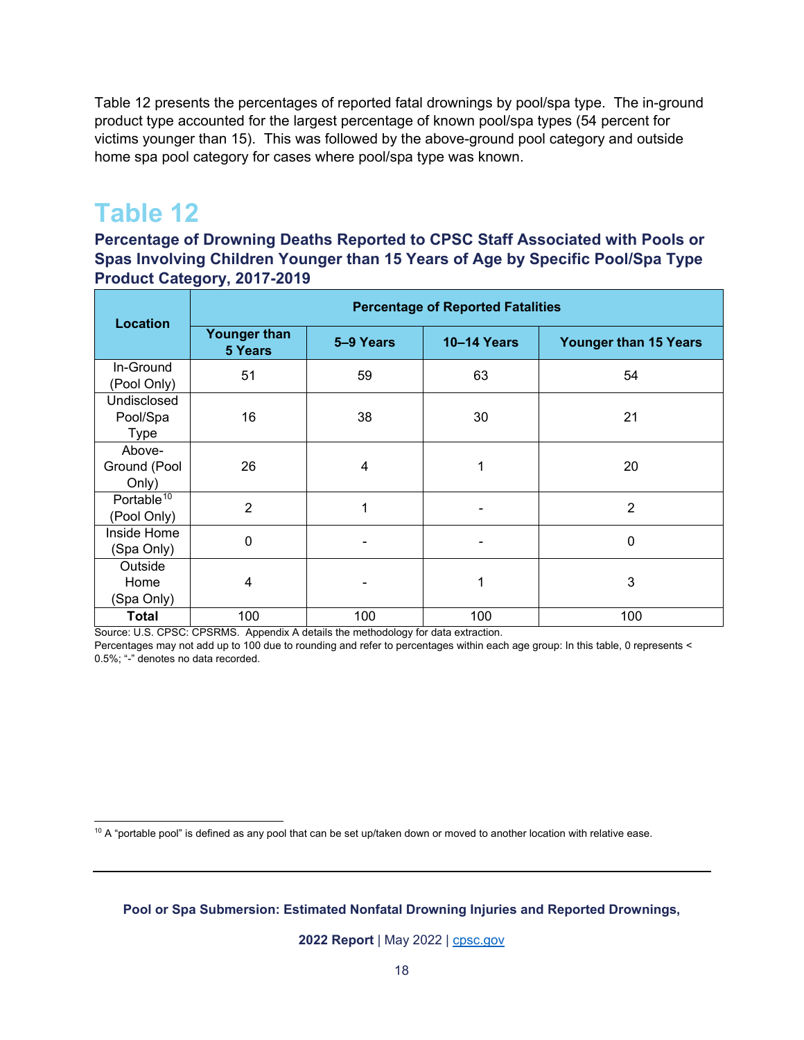Table 12 presents the percentages of reported fatal drownings by pool/spa type. The in-ground product type accounted for the largest percentage of known pool/spa types (54 percent for victims younger than 15). This was followed by the above-ground pool category and outside home spa pool category for cases where pool/spa type was known.

# Table 12

### Percentage of Drowning Deaths Reported to CPSC Staff Associated with Pools or Spas Involving Children Younger than 15 Years of Age by Specific Pool/Spa Type Product Category, 2017-2019

| Location | Percentage of Reported Fatalities | | | |
|---|---|---|---|---|
| | Younger than 5 Years | 5–9 Years | 10–14 Years | Younger than 15 Years |
| In-Ground (Pool Only) | 51 | 59 | 63 | 54 |
| Undisclosed Pool/Spa Type | 16 | 38 | 30 | 21 |
| Above-Ground (Pool Only) | 26 | 4 | 1 | 20 |
| Portable[10] (Pool Only) | 2 | 1 | - | 2 |
| Inside Home (Spa Only) | 0 | - | - | 0 |
| Outside Home (Spa Only) | 4 | - | 1 | 3 |
| **Total** | 100 | 100 | 100 | 100 |

Source: U.S. CPSC: CPSRMS. Appendix A details the methodology for data extraction.
Percentages may not add up to 100 due to rounding and refer to percentages within each age group: In this table, 0 represents < 0.5%; "-" denotes no data recorded.

[10] A "portable pool" is defined as any pool that can be set up/taken down or moved to another location with relative ease.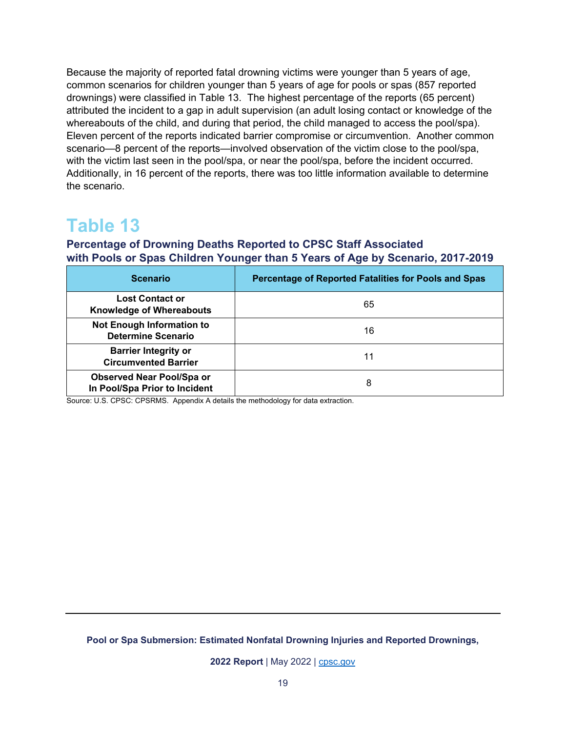Because the majority of reported fatal drowning victims were younger than 5 years of age, common scenarios for children younger than 5 years of age for pools or spas (857 reported drownings) were classified in Table 13. The highest percentage of the reports (65 percent) attributed the incident to a gap in adult supervision (an adult losing contact or knowledge of the whereabouts of the child, and during that period, the child managed to access the pool/spa). Eleven percent of the reports indicated barrier compromise or circumvention. Another common scenario—8 percent of the reports—involved observation of the victim close to the pool/spa, with the victim last seen in the pool/spa, or near the pool/spa, before the incident occurred. Additionally, in 16 percent of the reports, there was too little information available to determine the scenario.

# Table 13

### Percentage of Drowning Deaths Reported to CPSC Staff Associated with Pools or Spas Children Younger than 5 Years of Age by Scenario, 2017-2019

| Scenario | Percentage of Reported Fatalities for Pools and Spas |
|---|---|
| **Lost Contact or Knowledge of Whereabouts** | 65 |
| **Not Enough Information to Determine Scenario** | 16 |
| **Barrier Integrity or Circumvented Barrier** | 11 |
| **Observed Near Pool/Spa or In Pool/Spa Prior to Incident** | 8 |

Source: U.S. CPSC: CPSRMS. Appendix A details the methodology for data extraction.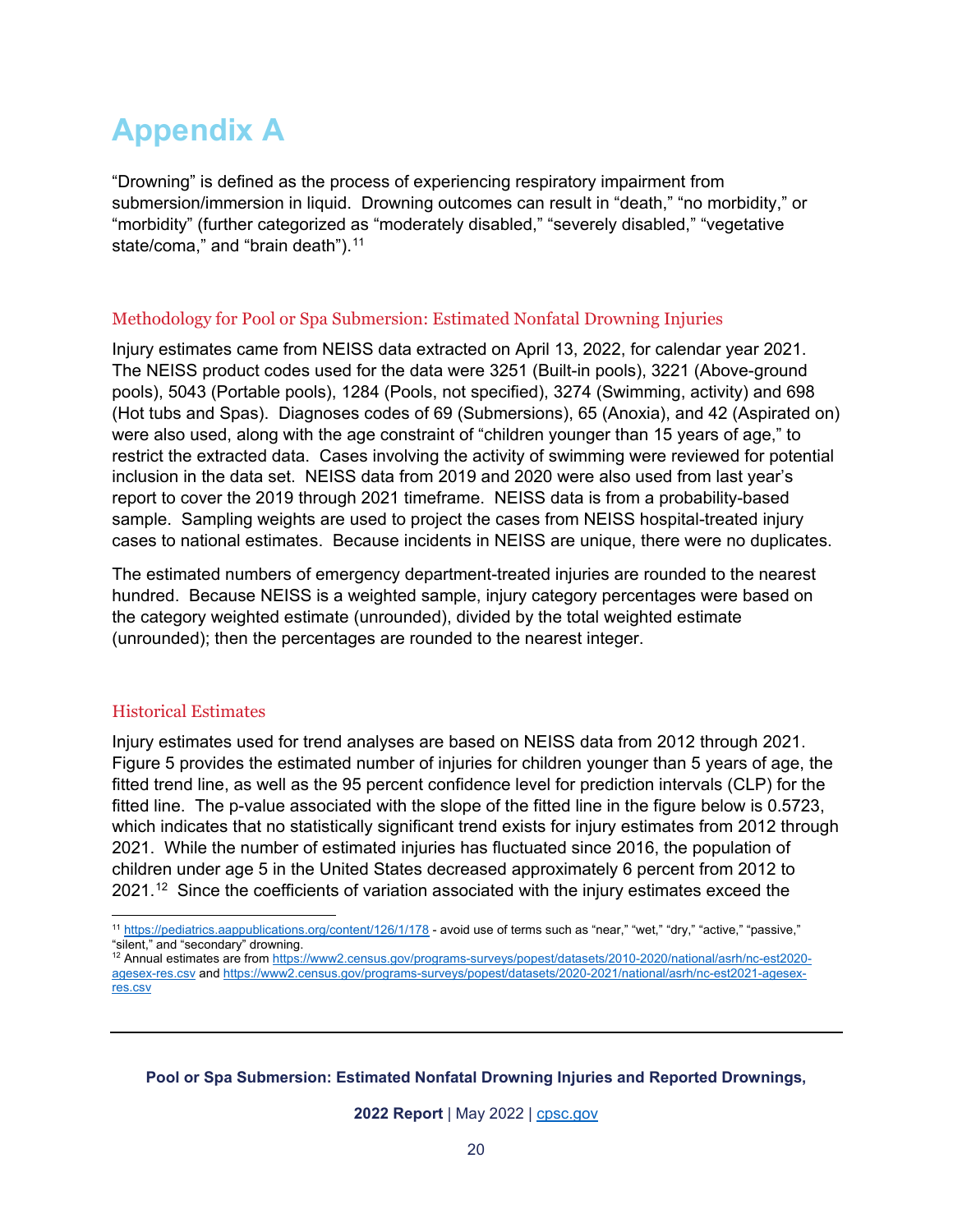# Appendix A

"Drowning" is defined as the process of experiencing respiratory impairment from submersion/immersion in liquid. Drowning outcomes can result in "death," "no morbidity," or "morbidity" (further categorized as "moderately disabled," "severely disabled," "vegetative state/coma," and "brain death").[11]

## Methodology for Pool or Spa Submersion: Estimated Nonfatal Drowning Injuries

Injury estimates came from NEISS data extracted on April 13, 2022, for calendar year 2021. The NEISS product codes used for the data were 3251 (Built-in pools), 3221 (Above-ground pools), 5043 (Portable pools), 1284 (Pools, not specified), 3274 (Swimming, activity) and 698 (Hot tubs and Spas). Diagnoses codes of 69 (Submersions), 65 (Anoxia), and 42 (Aspirated on) were also used, along with the age constraint of "children younger than 15 years of age," to restrict the extracted data. Cases involving the activity of swimming were reviewed for potential inclusion in the data set. NEISS data from 2019 and 2020 were also used from last year's report to cover the 2019 through 2021 timeframe. NEISS data is from a probability-based sample. Sampling weights are used to project the cases from NEISS hospital-treated injury cases to national estimates. Because incidents in NEISS are unique, there were no duplicates.

The estimated numbers of emergency department-treated injuries are rounded to the nearest hundred. Because NEISS is a weighted sample, injury category percentages were based on the category weighted estimate (unrounded), divided by the total weighted estimate (unrounded); then the percentages are rounded to the nearest integer.

## Historical Estimates

Injury estimates used for trend analyses are based on NEISS data from 2012 through 2021. Figure 5 provides the estimated number of injuries for children younger than 5 years of age, the fitted trend line, as well as the 95 percent confidence level for prediction intervals (CLP) for the fitted line. The p-value associated with the slope of the fitted line in the figure below is 0.5723, which indicates that no statistically significant trend exists for injury estimates from 2012 through 2021. While the number of estimated injuries has fluctuated since 2016, the population of children under age 5 in the United States decreased approximately 6 percent from 2012 to 2021.[12] Since the coefficients of variation associated with the injury estimates exceed the

---

[11] https://pediatrics.aappublications.org/content/126/1/178 - avoid use of terms such as "near," "wet," "dry," "active," "passive," "silent," and "secondary" drowning.

[12] Annual estimates are from https://www2.census.gov/programs-surveys/popest/datasets/2010-2020/national/asrh/nc-est2020-agesex-res.csv and https://www2.census.gov/programs-surveys/popest/datasets/2020-2021/national/asrh/nc-est2021-agesex-res.csv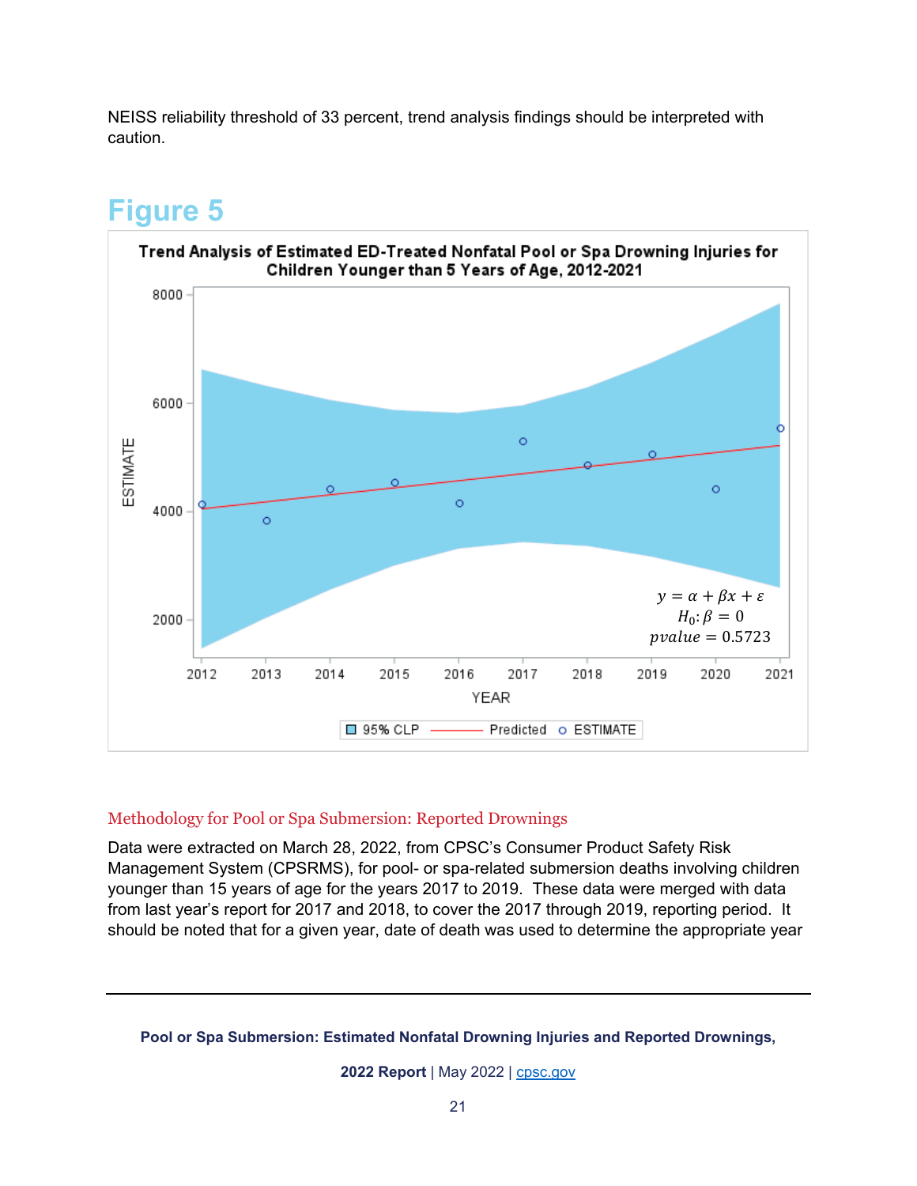NEISS reliability threshold of 33 percent, trend analysis findings should be interpreted with caution.

## Figure 5

**Trend Analysis of Estimated ED-Treated Nonfatal Pool or Spa Drowning Injuries for Children Younger than 5 Years of Age, 2012-2021**

$y = \alpha + \beta x + \varepsilon$

$H_0: \beta = 0$

$pvalue = 0.5723$

95% CLP — Predicted — ESTIMATE

### Methodology for Pool or Spa Submersion: Reported Drownings

Data were extracted on March 28, 2022, from CPSC's Consumer Product Safety Risk Management System (CPSRMS), for pool- or spa-related submersion deaths involving children younger than 15 years of age for the years 2017 to 2019. These data were merged with data from last year's report for 2017 and 2018, to cover the 2017 through 2019, reporting period. It should be noted that for a given year, date of death was used to determine the appropriate year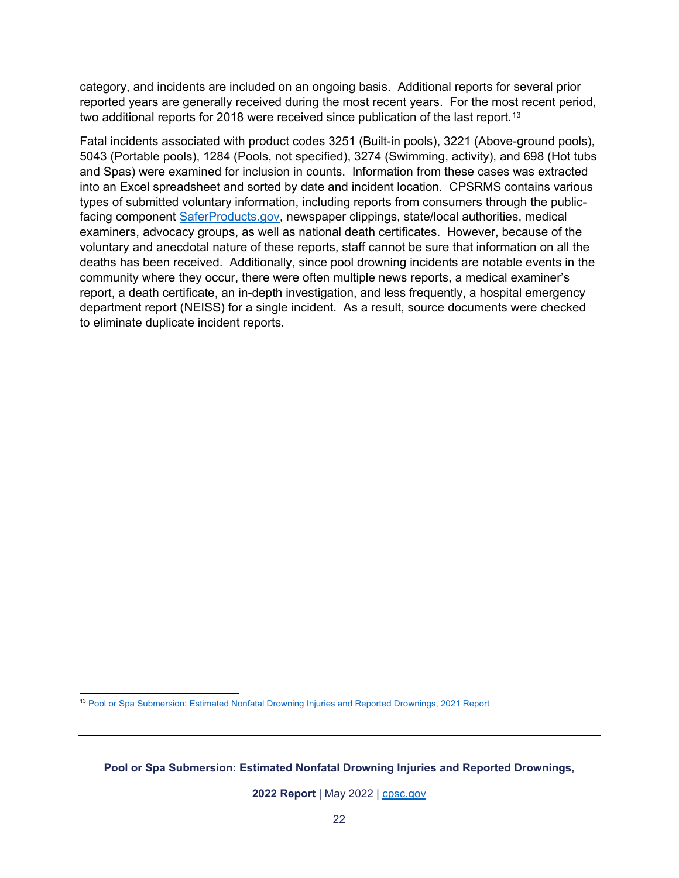category, and incidents are included on an ongoing basis. Additional reports for several prior reported years are generally received during the most recent years. For the most recent period, two additional reports for 2018 were received since publication of the last report.[13]

Fatal incidents associated with product codes 3251 (Built-in pools), 3221 (Above-ground pools), 5043 (Portable pools), 1284 (Pools, not specified), 3274 (Swimming, activity), and 698 (Hot tubs and Spas) were examined for inclusion in counts. Information from these cases was extracted into an Excel spreadsheet and sorted by date and incident location. CPSRMS contains various types of submitted voluntary information, including reports from consumers through the public-facing component SaferProducts.gov, newspaper clippings, state/local authorities, medical examiners, advocacy groups, as well as national death certificates. However, because of the voluntary and anecdotal nature of these reports, staff cannot be sure that information on all the deaths has been received. Additionally, since pool drowning incidents are notable events in the community where they occur, there were often multiple news reports, a medical examiner's report, a death certificate, an in-depth investigation, and less frequently, a hospital emergency department report (NEISS) for a single incident. As a result, source documents were checked to eliminate duplicate incident reports.

[13] Pool or Spa Submersion: Estimated Nonfatal Drowning Injuries and Reported Drownings, 2021 Report